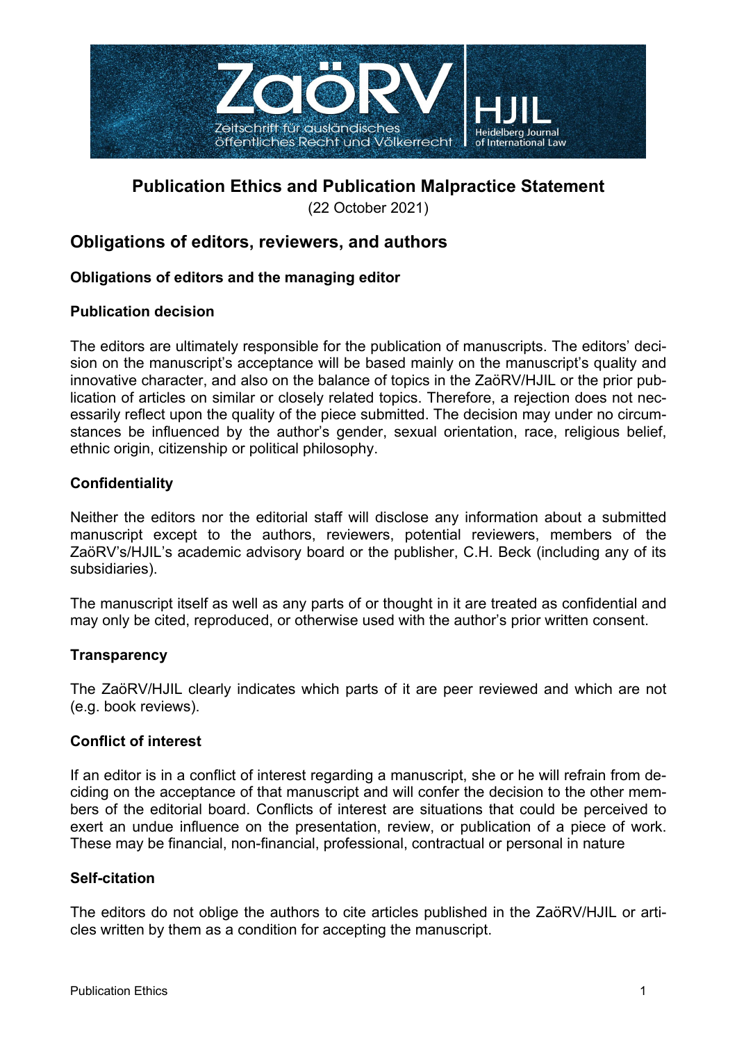# Publication Ethics and Publication Malpractice Statement

(22 October 2021)

## Obligations of editors, reviewers, and authors

### Obligations of editors and the managing editor

#### Publication decision

The editors are ultimately responsible for the publication of manuscripts. The editors' decision on the manuscript's acceptance will be based mainly on the manuscript's quality and innovative character, and also on the balance of topics in the ZaöRV/HJIL or the prior publication of articles on similar or closely related topics. Therefore, a rejection does not necessarily reflect upon the quality of the piece submitted. The decision may under no circumstances be influenced by the author's gender, sexual orientation, race, religious belief, ethnic origin, citizenship or political philosophy.

#### Confidentiality

Neither the editors nor the editorial staff will disclose any information about a submitted manuscript except to the authors, reviewers, potential reviewers, members of the ZaöRV's/HJIL's academic advisory board or the publisher, C.H. Beck (including any of its subsidiaries).

The manuscript itself as well as any parts of or thought in it are treated as confidential and may only be cited, reproduced, or otherwise used with the author's prior written consent.

#### Transparency

The ZaöRV/HJIL clearly indicates which parts of it are peer reviewed and which are not (e.g. book reviews).

#### Conflict of interest

If an editor is in a conflict of interest regarding a manuscript, she or he will refrain from deciding on the acceptance of that manuscript and will confer the decision to the other members of the editorial board. Conflicts of interest are situations that could be perceived to exert an undue influence on the presentation, review, or publication of a piece of work. These may be financial, non-financial, professional, contractual or personal in nature

#### Self-citation

The editors do not oblige the authors to cite articles published in the ZaöRV/HJIL or articles written by them as a condition for accepting the manuscript.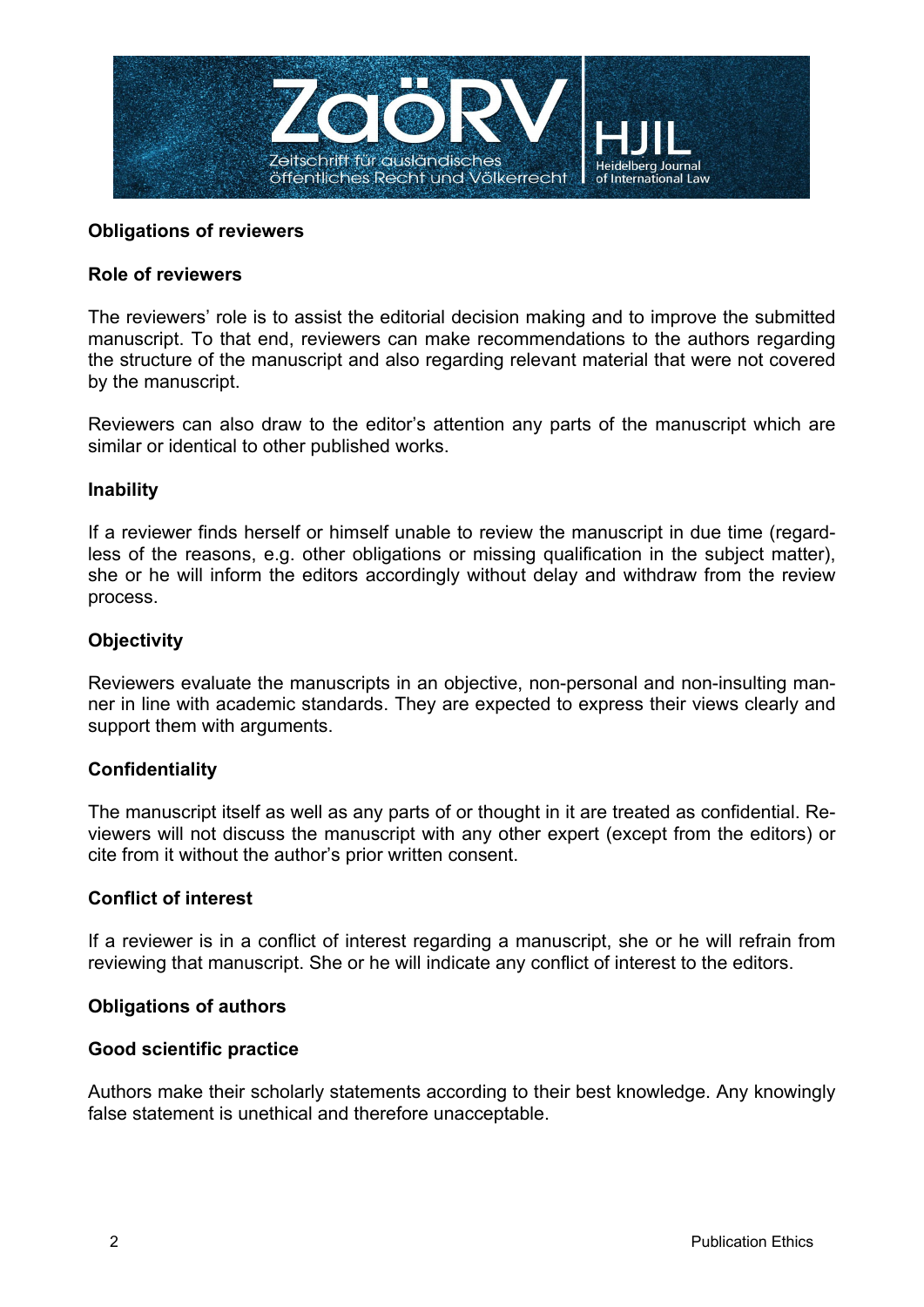## Obligations of reviewers

### Role of reviewers

The reviewers' role is to assist the editorial decision making and to improve the submitted manuscript. To that end, reviewers can make recommendations to the authors regarding the structure of the manuscript and also regarding relevant material that were not covered by the manuscript.

Reviewers can also draw to the editor's attention any parts of the manuscript which are similar or identical to other published works.

### Inability

If a reviewer finds herself or himself unable to review the manuscript in due time (regardless of the reasons, e.g. other obligations or missing qualification in the subject matter), she or he will inform the editors accordingly without delay and withdraw from the review process.

### Objectivity

Reviewers evaluate the manuscripts in an objective, non-personal and non-insulting manner in line with academic standards. They are expected to express their views clearly and support them with arguments.

### Confidentiality

The manuscript itself as well as any parts of or thought in it are treated as confidential. Reviewers will not discuss the manuscript with any other expert (except from the editors) or cite from it without the author's prior written consent.

### Conflict of interest

If a reviewer is in a conflict of interest regarding a manuscript, she or he will refrain from reviewing that manuscript. She or he will indicate any conflict of interest to the editors.

## Obligations of authors

### Good scientific practice

Authors make their scholarly statements according to their best knowledge. Any knowingly false statement is unethical and therefore unacceptable.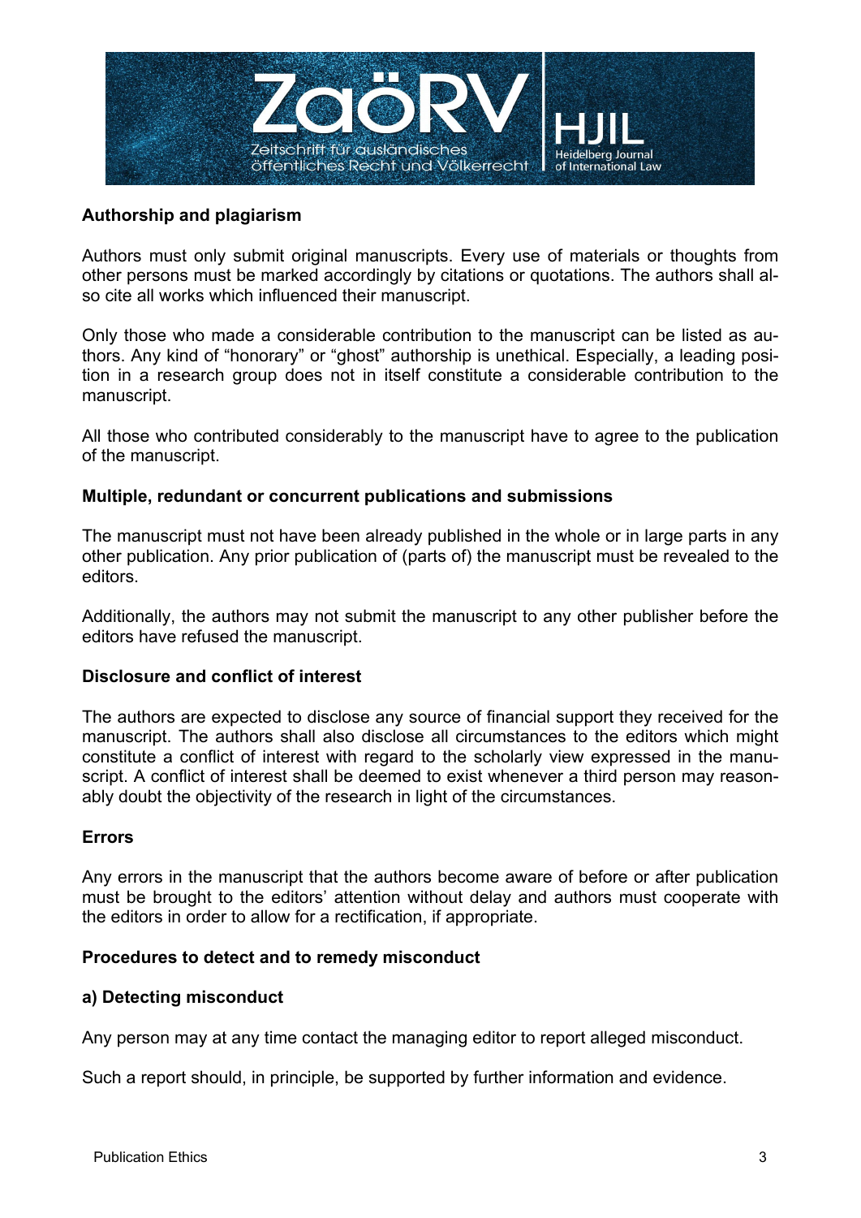**Authorship and plagiarism**

Authors must only submit original manuscripts. Every use of materials or thoughts from other persons must be marked accordingly by citations or quotations. The authors shall also cite all works which influenced their manuscript.

Only those who made a considerable contribution to the manuscript can be listed as authors. Any kind of "honorary" or "ghost" authorship is unethical. Especially, a leading position in a research group does not in itself constitute a considerable contribution to the manuscript.

All those who contributed considerably to the manuscript have to agree to the publication of the manuscript.

**Multiple, redundant or concurrent publications and submissions**

The manuscript must not have been already published in the whole or in large parts in any other publication. Any prior publication of (parts of) the manuscript must be revealed to the editors.

Additionally, the authors may not submit the manuscript to any other publisher before the editors have refused the manuscript.

**Disclosure and conflict of interest**

The authors are expected to disclose any source of financial support they received for the manuscript. The authors shall also disclose all circumstances to the editors which might constitute a conflict of interest with regard to the scholarly view expressed in the manuscript. A conflict of interest shall be deemed to exist whenever a third person may reasonably doubt the objectivity of the research in light of the circumstances.

**Errors**

Any errors in the manuscript that the authors become aware of before or after publication must be brought to the editors' attention without delay and authors must cooperate with the editors in order to allow for a rectification, if appropriate.

**Procedures to detect and to remedy misconduct**

**a) Detecting misconduct**

Any person may at any time contact the managing editor to report alleged misconduct.

Such a report should, in principle, be supported by further information and evidence.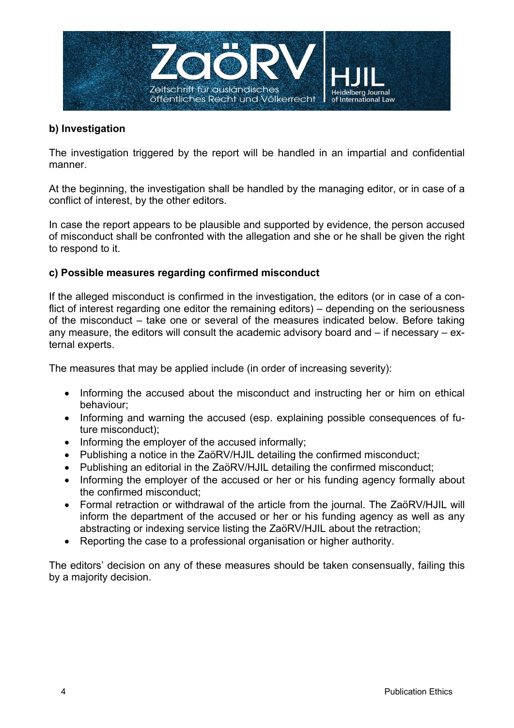**b) Investigation**

The investigation triggered by the report will be handled in an impartial and confidential manner.

At the beginning, the investigation shall be handled by the managing editor, or in case of a conflict of interest, by the other editors.

In case the report appears to be plausible and supported by evidence, the person accused of misconduct shall be confronted with the allegation and she or he shall be given the right to respond to it.

**c) Possible measures regarding confirmed misconduct**

If the alleged misconduct is confirmed in the investigation, the editors (or in case of a conflict of interest regarding one editor the remaining editors) – depending on the seriousness of the misconduct – take one or several of the measures indicated below. Before taking any measure, the editors will consult the academic advisory board and – if necessary – external experts.

The measures that may be applied include (in order of increasing severity):

- Informing the accused about the misconduct and instructing her or him on ethical behaviour;
- Informing and warning the accused (esp. explaining possible consequences of future misconduct);
- Informing the employer of the accused informally;
- Publishing a notice in the ZaöRV/HJIL detailing the confirmed misconduct;
- Publishing an editorial in the ZaöRV/HJIL detailing the confirmed misconduct;
- Informing the employer of the accused or her or his funding agency formally about the confirmed misconduct;
- Formal retraction or withdrawal of the article from the journal. The ZaöRV/HJIL will inform the department of the accused or her or his funding agency as well as any abstracting or indexing service listing the ZaöRV/HJIL about the retraction;
- Reporting the case to a professional organisation or higher authority.

The editors' decision on any of these measures should be taken consensually, failing this by a majority decision.